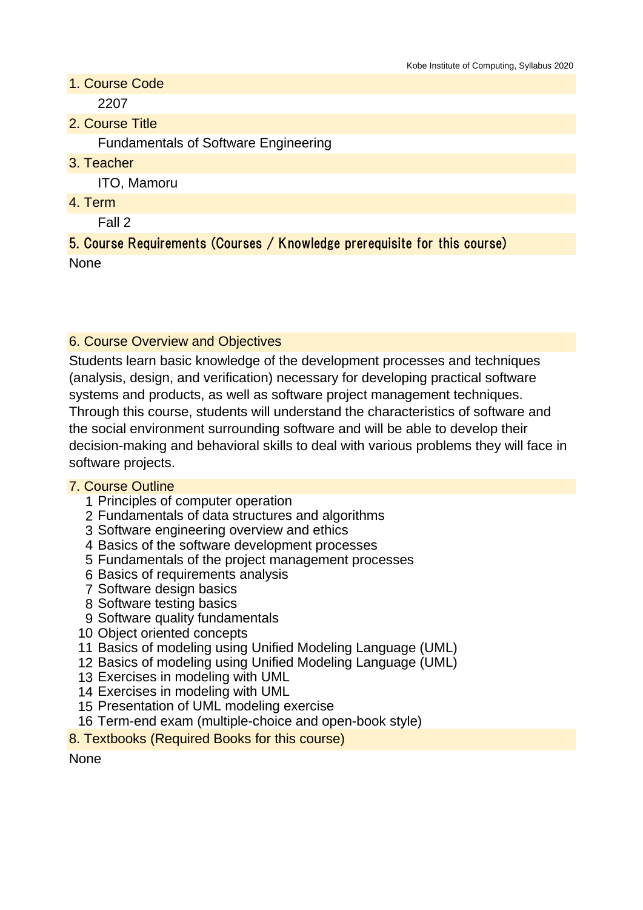## 1. Course Code

2207

## 2. Course Title

Fundamentals of Software Engineering

## 3. Teacher

ITO, Mamoru

## 4. Term

Fall 2

## 5. Course Requirements (Courses / Knowledge prerequisite for this course)

None

## 6. Course Overview and Objectives

Students learn basic knowledge of the development processes and techniques (analysis, design, and verification) necessary for developing practical software systems and products, as well as software project management techniques. Through this course, students will understand the characteristics of software and the social environment surrounding software and will be able to develop their decision-making and behavioral skills to deal with various problems they will face in software projects.

## 7. Course Outline

1. Principles of computer operation
2. Fundamentals of data structures and algorithms
3. Software engineering overview and ethics
4. Basics of the software development processes
5. Fundamentals of the project management processes
6. Basics of requirements analysis
7. Software design basics
8. Software testing basics
9. Software quality fundamentals
10. Object oriented concepts
11. Basics of modeling using Unified Modeling Language (UML)
12. Basics of modeling using Unified Modeling Language (UML)
13. Exercises in modeling with UML
14. Exercises in modeling with UML
15. Presentation of UML modeling exercise
16. Term-end exam (multiple-choice and open-book style)

## 8. Textbooks (Required Books for this course)

None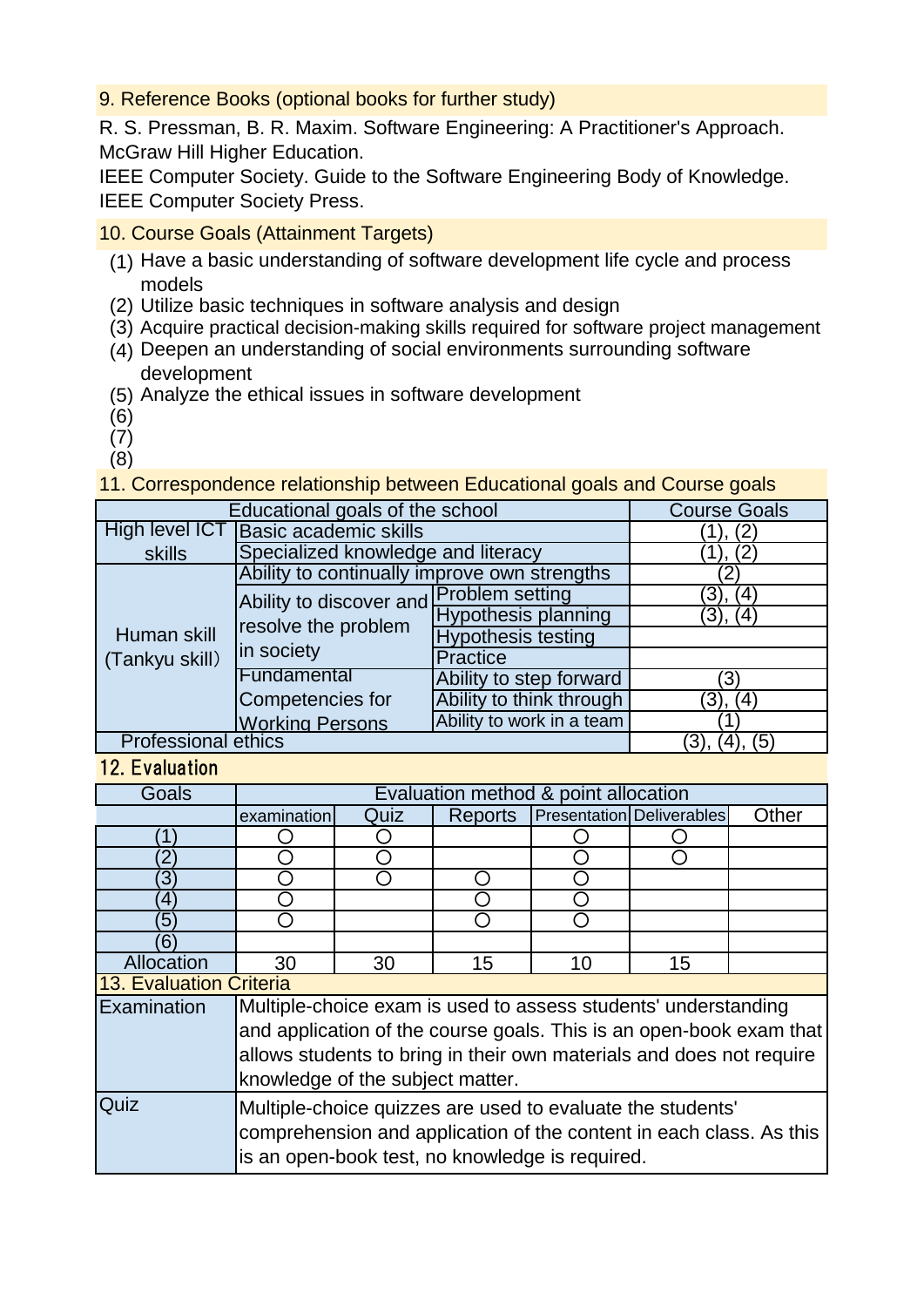## 9. Reference Books (optional books for further study)

R. S. Pressman, B. R. Maxim. Software Engineering: A Practitioner's Approach. McGraw Hill Higher Education.
IEEE Computer Society. Guide to the Software Engineering Body of Knowledge. IEEE Computer Society Press.

## 10. Course Goals (Attainment Targets)

(1) Have a basic understanding of software development life cycle and process models
(2) Utilize basic techniques in software analysis and design
(3) Acquire practical decision-making skills required for software project management
(4) Deepen an understanding of social environments surrounding software development
(5) Analyze the ethical issues in software development
(6)
(7)
(8)

## 11. Correspondence relationship between Educational goals and Course goals

| Educational goals of the school | | | Course Goals |
|---|---|---|---|
| High level ICT skills | Basic academic skills | | (1), (2) |
| | Specialized knowledge and literacy | | (1), (2) |
| Human skill (Tankyu skill) | Ability to continually improve own strengths | | (2) |
| | Ability to discover and resolve the problem in society | Problem setting | (3), (4) |
| | | Hypothesis planning | (3), (4) |
| | | Hypothesis testing | |
| | | Practice | |
| | Fundamental Competencies for Working Persons | Ability to step forward | (3) |
| | | Ability to think through | (3), (4) |
| | | Ability to work in a team | (1) |
| Professional ethics | | | (3), (4), (5) |

## 12. Evaluation

| Goals | Evaluation method & point allocation | | | | | |
|---|---|---|---|---|---|---|
| | examination | Quiz | Reports | Presentation | Deliverables | Other |
| (1) | ○ | ○ | | ○ | ○ | |
| (2) | ○ | ○ | | ○ | ○ | |
| (3) | ○ | ○ | ○ | ○ | | |
| (4) | ○ | | ○ | ○ | | |
| (5) | ○ | | ○ | ○ | | |
| (6) | | | | | | |
| Allocation | 30 | 30 | 15 | 10 | 15 | |

## 13. Evaluation Criteria

| | |
|---|---|
| Examination | Multiple-choice exam is used to assess students' understanding and application of the course goals. This is an open-book exam that allows students to bring in their own materials and does not require knowledge of the subject matter. |
| Quiz | Multiple-choice quizzes are used to evaluate the students' comprehension and application of the content in each class. As this is an open-book test, no knowledge is required. |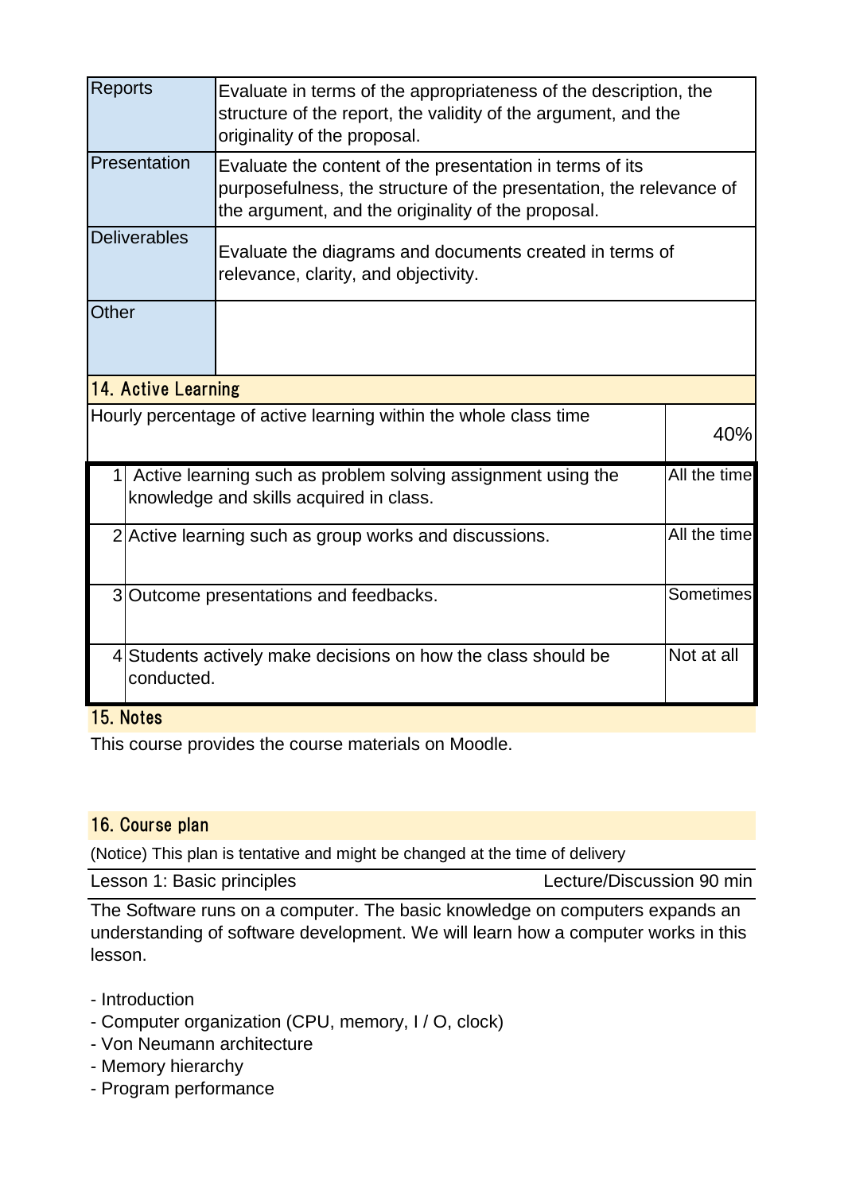| | |
|---|---|
| Reports | Evaluate in terms of the appropriateness of the description, the structure of the report, the validity of the argument, and the originality of the proposal. |
| Presentation | Evaluate the content of the presentation in terms of its purposefulness, the structure of the presentation, the relevance of the argument, and the originality of the proposal. |
| Deliverables | Evaluate the diagrams and documents created in terms of relevance, clarity, and objectivity. |
| Other | |

## 14. Active Learning

| | | |
|---|---|---|
| Hourly percentage of active learning within the whole class time | | 40% |
| 1 | Active learning such as problem solving assignment using the knowledge and skills acquired in class. | All the time |
| 2 | Active learning such as group works and discussions. | All the time |
| 3 | Outcome presentations and feedbacks. | Sometimes |
| 4 | Students actively make decisions on how the class should be conducted. | Not at all |

## 15. Notes

This course provides the course materials on Moodle.

## 16. Course plan

(Notice) This plan is tentative and might be changed at the time of delivery

| Lesson 1: Basic principles | Lecture/Discussion 90 min |
|---|---|

The Software runs on a computer. The basic knowledge on computers expands an understanding of software development. We will learn how a computer works in this lesson.

- Introduction
- Computer organization (CPU, memory, I / O, clock)
- Von Neumann architecture
- Memory hierarchy
- Program performance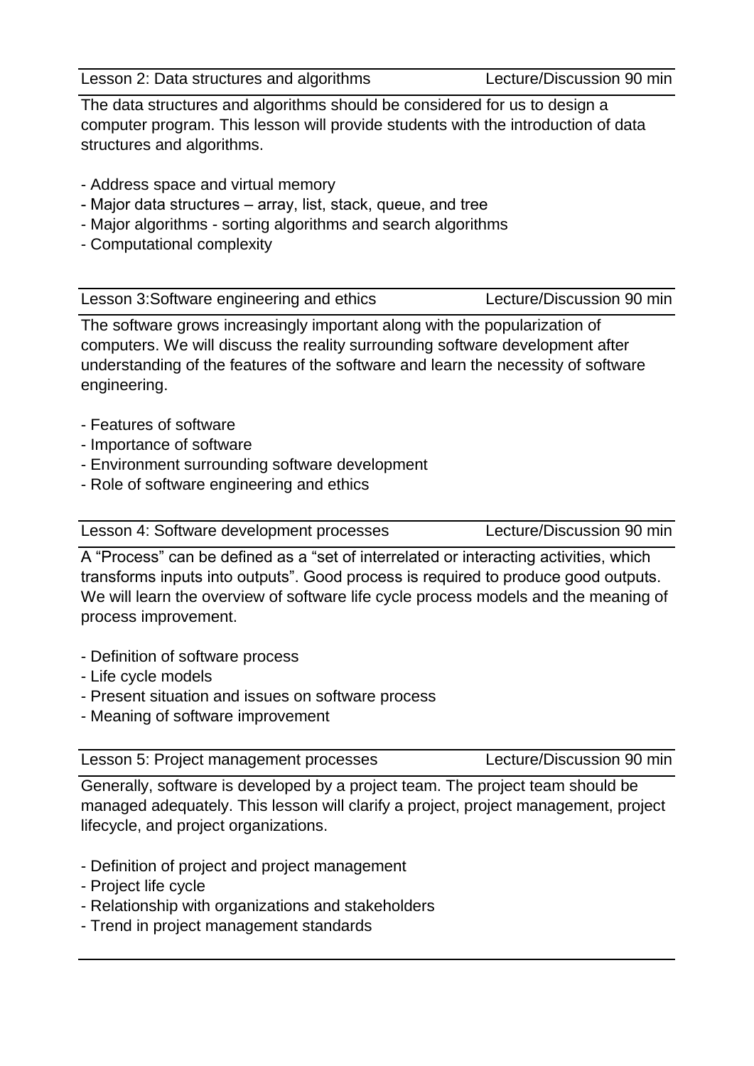| Lesson 2: Data structures and algorithms | Lecture/Discussion 90 min |
|---|---|

The data structures and algorithms should be considered for us to design a computer program. This lesson will provide students with the introduction of data structures and algorithms.

- Address space and virtual memory
- Major data structures – array, list, stack, queue, and tree
- Major algorithms - sorting algorithms and search algorithms
- Computational complexity

| Lesson 3:Software engineering and ethics | Lecture/Discussion 90 min |
|---|---|

The software grows increasingly important along with the popularization of computers. We will discuss the reality surrounding software development after understanding of the features of the software and learn the necessity of software engineering.

- Features of software
- Importance of software
- Environment surrounding software development
- Role of software engineering and ethics

| Lesson 4: Software development processes | Lecture/Discussion 90 min |
|---|---|

A “Process” can be defined as a “set of interrelated or interacting activities, which transforms inputs into outputs”. Good process is required to produce good outputs. We will learn the overview of software life cycle process models and the meaning of process improvement.

- Definition of software process
- Life cycle models
- Present situation and issues on software process
- Meaning of software improvement

| Lesson 5: Project management processes | Lecture/Discussion 90 min |
|---|---|

Generally, software is developed by a project team. The project team should be managed adequately. This lesson will clarify a project, project management, project lifecycle, and project organizations.

- Definition of project and project management
- Project life cycle
- Relationship with organizations and stakeholders
- Trend in project management standards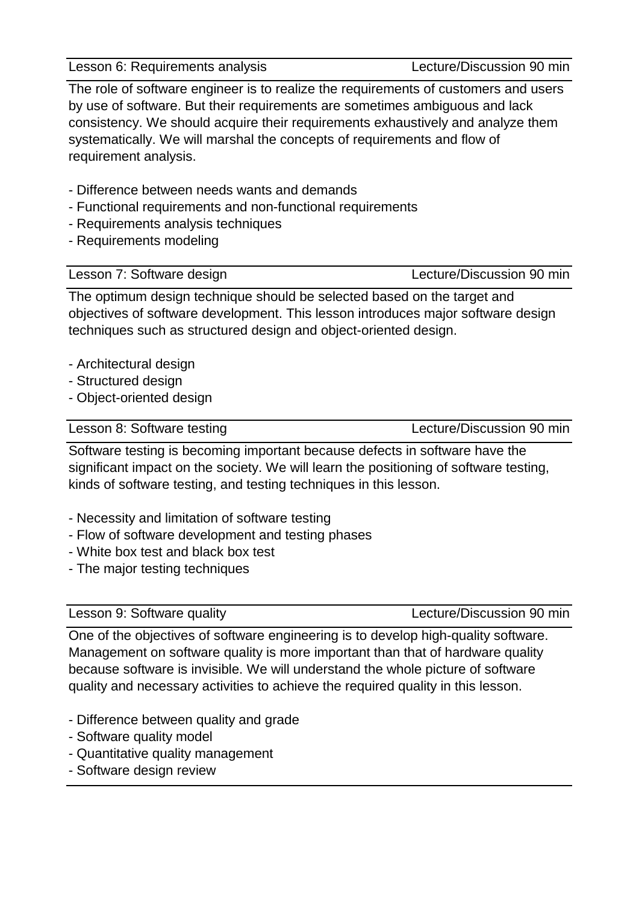| Lesson 6: Requirements analysis | Lecture/Discussion 90 min |
|---|---|

The role of software engineer is to realize the requirements of customers and users by use of software. But their requirements are sometimes ambiguous and lack consistency. We should acquire their requirements exhaustively and analyze them systematically. We will marshal the concepts of requirements and flow of requirement analysis.

- Difference between needs wants and demands
- Functional requirements and non-functional requirements
- Requirements analysis techniques
- Requirements modeling

| Lesson 7: Software design | Lecture/Discussion 90 min |
|---|---|

The optimum design technique should be selected based on the target and objectives of software development. This lesson introduces major software design techniques such as structured design and object-oriented design.

- Architectural design
- Structured design
- Object-oriented design

| Lesson 8: Software testing | Lecture/Discussion 90 min |
|---|---|

Software testing is becoming important because defects in software have the significant impact on the society. We will learn the positioning of software testing, kinds of software testing, and testing techniques in this lesson.

- Necessity and limitation of software testing
- Flow of software development and testing phases
- White box test and black box test
- The major testing techniques

| Lesson 9: Software quality | Lecture/Discussion 90 min |
|---|---|

One of the objectives of software engineering is to develop high-quality software. Management on software quality is more important than that of hardware quality because software is invisible. We will understand the whole picture of software quality and necessary activities to achieve the required quality in this lesson.

- Difference between quality and grade
- Software quality model
- Quantitative quality management
- Software design review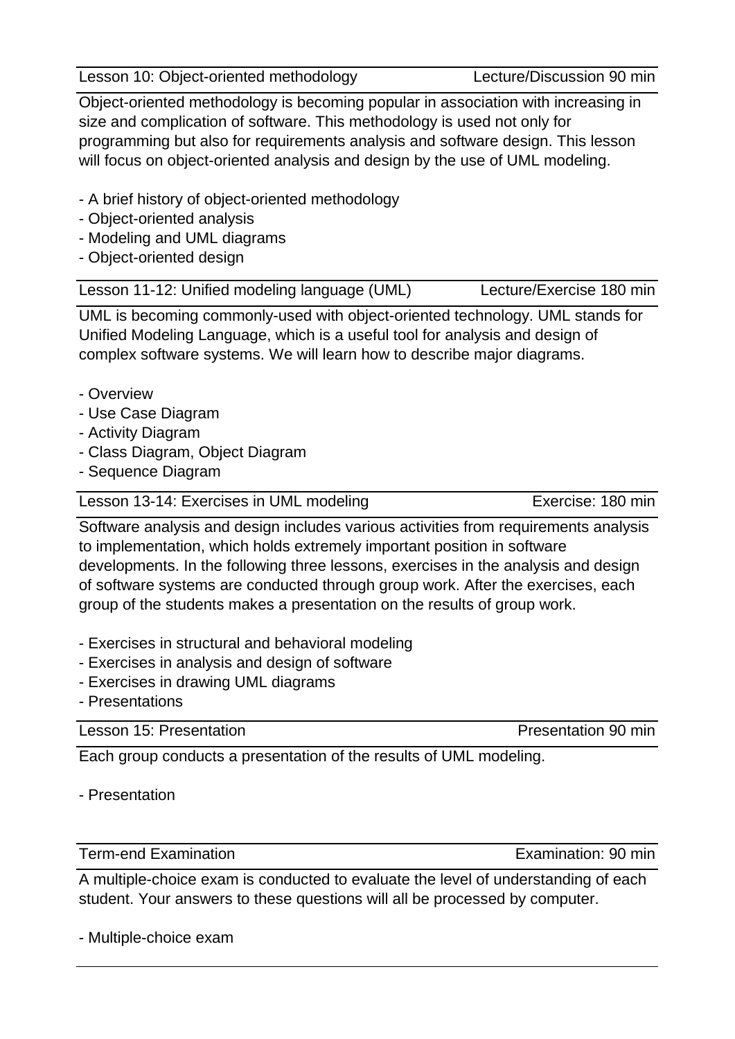**Lesson 10: Object-oriented methodology** — Lecture/Discussion 90 min

Object-oriented methodology is becoming popular in association with increasing in size and complication of software. This methodology is used not only for programming but also for requirements analysis and software design. This lesson will focus on object-oriented analysis and design by the use of UML modeling.

- A brief history of object-oriented methodology
- Object-oriented analysis
- Modeling and UML diagrams
- Object-oriented design

**Lesson 11-12: Unified modeling language (UML)** — Lecture/Exercise 180 min

UML is becoming commonly-used with object-oriented technology. UML stands for Unified Modeling Language, which is a useful tool for analysis and design of complex software systems. We will learn how to describe major diagrams.

- Overview
- Use Case Diagram
- Activity Diagram
- Class Diagram, Object Diagram
- Sequence Diagram

**Lesson 13-14: Exercises in UML modeling** — Exercise: 180 min

Software analysis and design includes various activities from requirements analysis to implementation, which holds extremely important position in software developments. In the following three lessons, exercises in the analysis and design of software systems are conducted through group work. After the exercises, each group of the students makes a presentation on the results of group work.

- Exercises in structural and behavioral modeling
- Exercises in analysis and design of software
- Exercises in drawing UML diagrams
- Presentations

**Lesson 15: Presentation** — Presentation 90 min

Each group conducts a presentation of the results of UML modeling.

- Presentation

**Term-end Examination** — Examination: 90 min

A multiple-choice exam is conducted to evaluate the level of understanding of each student. Your answers to these questions will all be processed by computer.

- Multiple-choice exam